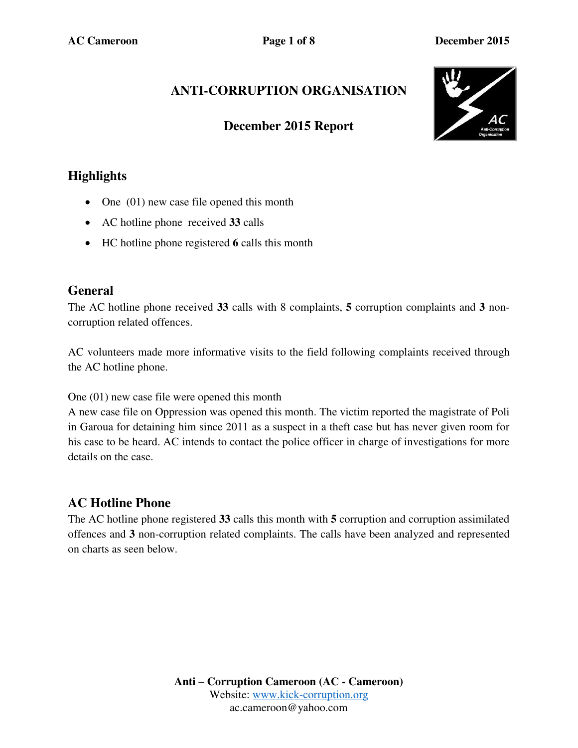# ANTI-CORRUPTION ORGANISATION

## December 2015 Report

## Highlights

- One (01) new case file opened this month
- AC hotline phone received **33** calls
- HC hotline phone registered **6** calls this month

## General

The AC hotline phone received **33** calls with 8 complaints, **5** corruption complaints and **3** non-corruption related offences.

AC volunteers made more informative visits to the field following complaints received through the AC hotline phone.

One (01) new case file were opened this month
A new case file on Oppression was opened this month. The victim reported the magistrate of Poli in Garoua for detaining him since 2011 as a suspect in a theft case but has never given room for his case to be heard. AC intends to contact the police officer in charge of investigations for more details on the case.

## AC Hotline Phone

The AC hotline phone registered **33** calls this month with **5** corruption and corruption assimilated offences and **3** non-corruption related complaints. The calls have been analyzed and represented on charts as seen below.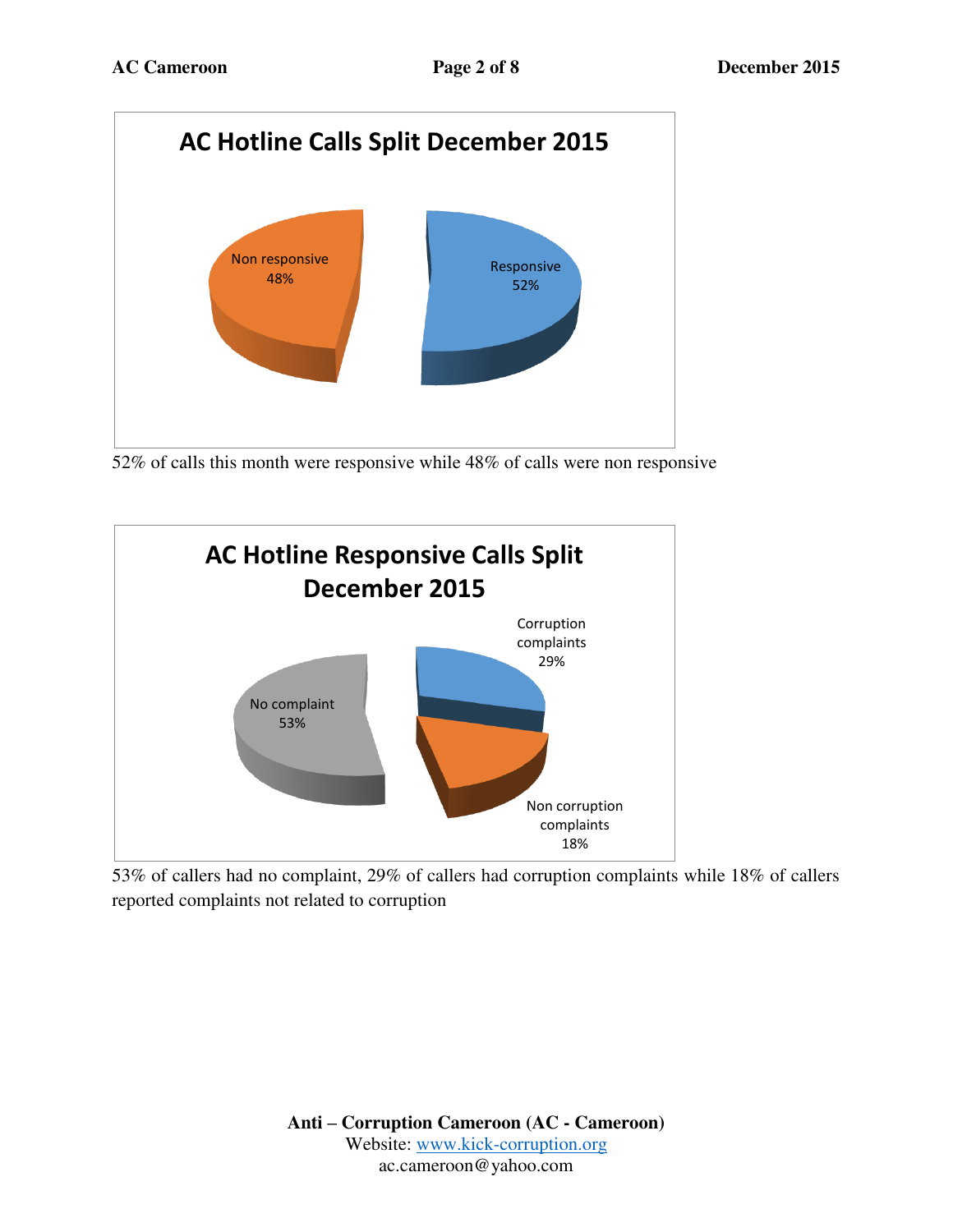**AC Hotline Calls Split December 2015**

Non responsive 48%

Responsive 52%

52% of calls this month were responsive while 48% of calls were non responsive

**AC Hotline Responsive Calls Split December 2015**

Corruption complaints 29%

No complaint 53%

Non corruption complaints 18%

53% of callers had no complaint, 29% of callers had corruption complaints while 18% of callers reported complaints not related to corruption

**Anti – Corruption Cameroon (AC - Cameroon)**
Website: www.kick-corruption.org
ac.cameroon@yahoo.com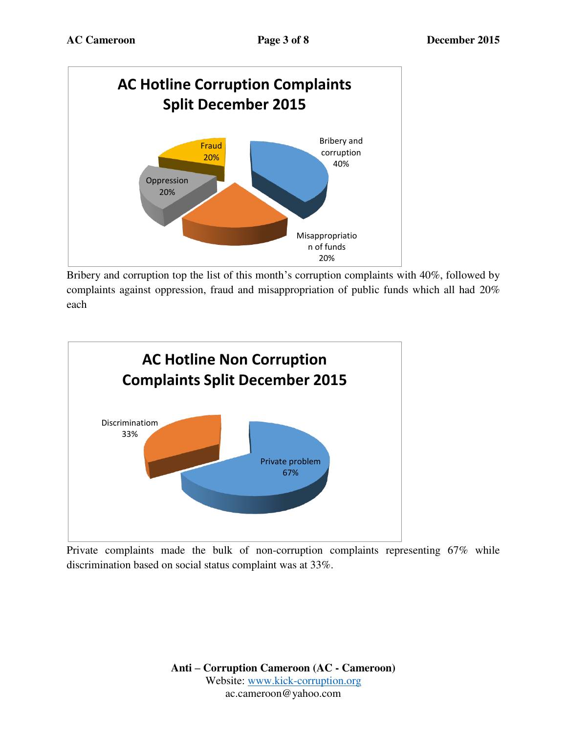**AC Hotline Corruption Complaints Split December 2015**

| Category | Percentage |
|---|---|
| Bribery and corruption | 40% |
| Misappropriation of funds | 20% |
| Oppression | 20% |
| Fraud | 20% |

Bribery and corruption top the list of this month's corruption complaints with 40%, followed by complaints against oppression, fraud and misappropriation of public funds which all had 20% each

**AC Hotline Non Corruption Complaints Split December 2015**

| Category | Percentage |
|---|---|
| Private problem | 67% |
| Discriminatiom | 33% |

Private complaints made the bulk of non-corruption complaints representing 67% while discrimination based on social status complaint was at 33%.

**Anti – Corruption Cameroon (AC - Cameroon)**
Website: [www.kick-corruption.org](http://www.kick-corruption.org)
ac.cameroon@yahoo.com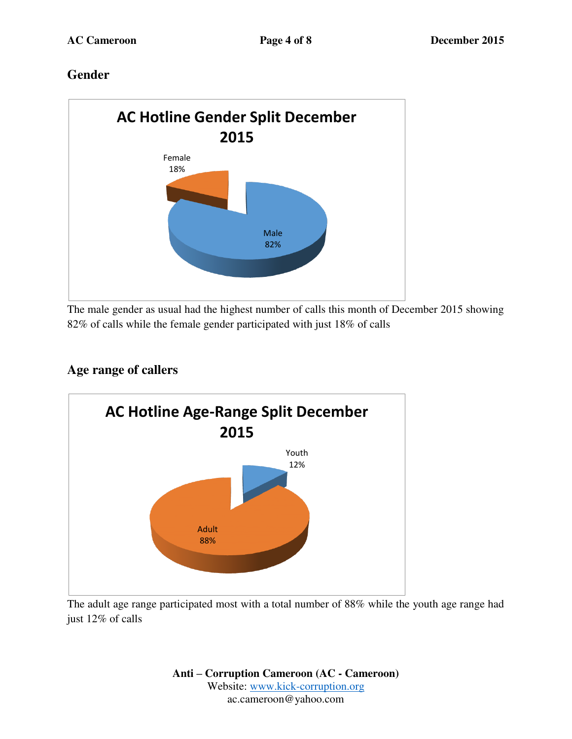## Gender

**AC Hotline Gender Split December 2015**

Female 18%

Male 82%

The male gender as usual had the highest number of calls this month of December 2015 showing 82% of calls while the female gender participated with just 18% of calls

## Age range of callers

**AC Hotline Age-Range Split December 2015**

Youth 12%

Adult 88%

The adult age range participated most with a total number of 88% while the youth age range had just 12% of calls

**Anti – Corruption Cameroon (AC - Cameroon)**
Website: www.kick-corruption.org
ac.cameroon@yahoo.com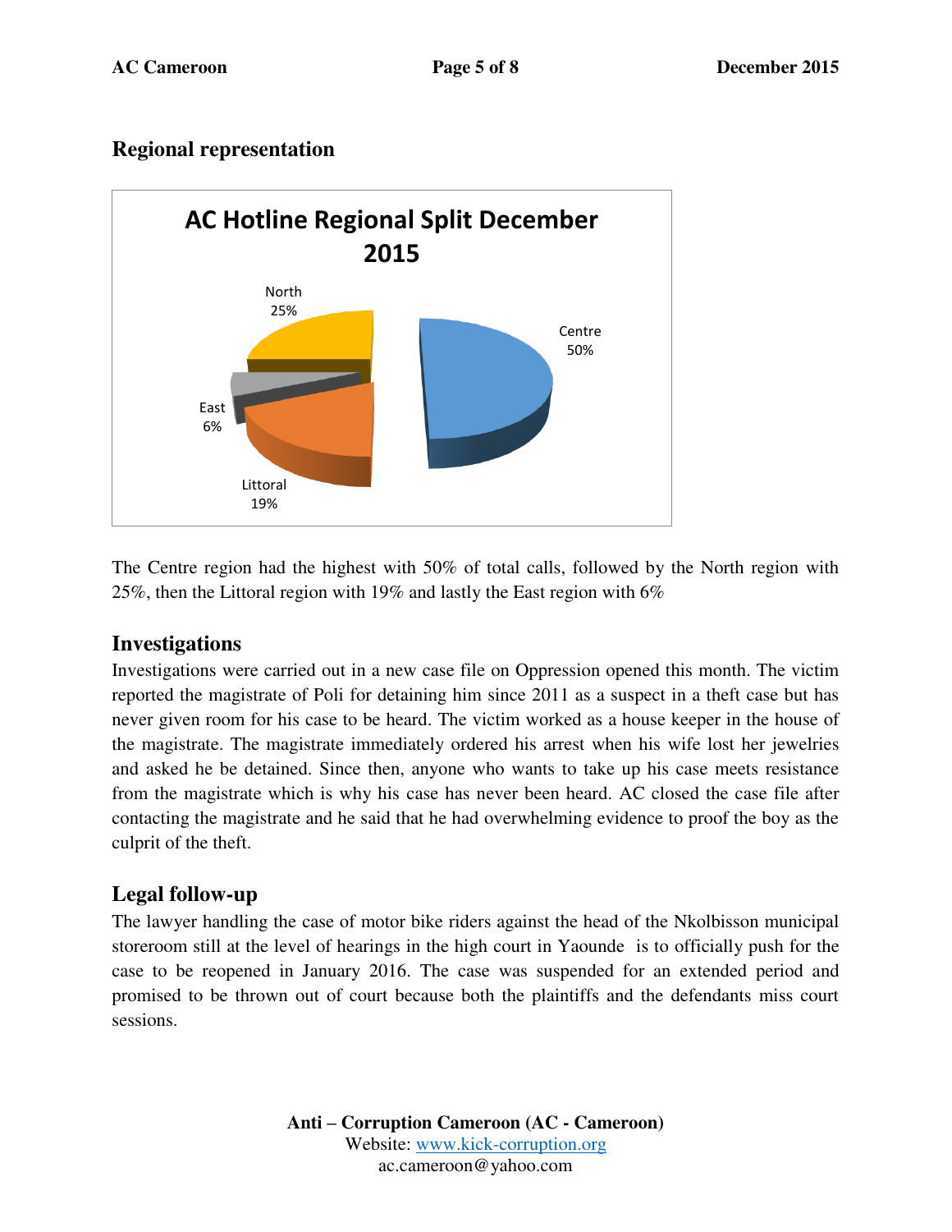## Regional representation

**AC Hotline Regional Split December 2015**

North 25%
Centre 50%
East 6%
Littoral 19%

The Centre region had the highest with 50% of total calls, followed by the North region with 25%, then the Littoral region with 19% and lastly the East region with 6%

## Investigations

Investigations were carried out in a new case file on Oppression opened this month. The victim reported the magistrate of Poli for detaining him since 2011 as a suspect in a theft case but has never given room for his case to be heard. The victim worked as a house keeper in the house of the magistrate. The magistrate immediately ordered his arrest when his wife lost her jewelries and asked he be detained. Since then, anyone who wants to take up his case meets resistance from the magistrate which is why his case has never been heard. AC closed the case file after contacting the magistrate and he said that he had overwhelming evidence to proof the boy as the culprit of the theft.

## Legal follow-up

The lawyer handling the case of motor bike riders against the head of the Nkolbisson municipal storeroom still at the level of hearings in the high court in Yaounde is to officially push for the case to be reopened in January 2016. The case was suspended for an extended period and promised to be thrown out of court because both the plaintiffs and the defendants miss court sessions.

**Anti – Corruption Cameroon (AC - Cameroon)**
Website: www.kick-corruption.org
ac.cameroon@yahoo.com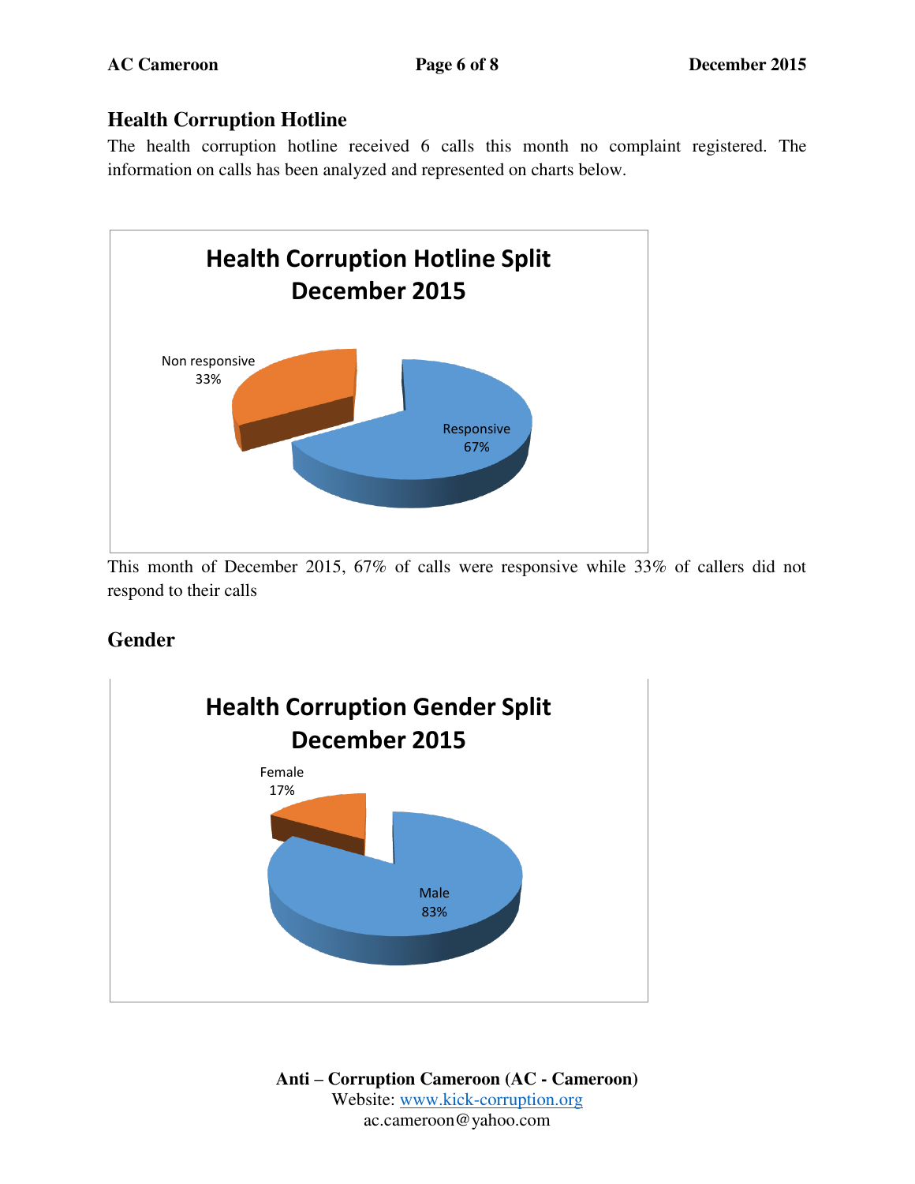## Health Corruption Hotline

The health corruption hotline received 6 calls this month no complaint registered. The information on calls has been analyzed and represented on charts below.

**Health Corruption Hotline Split December 2015**

Non responsive 33%

Responsive 67%

This month of December 2015, 67% of calls were responsive while 33% of callers did not respond to their calls

## Gender

**Health Corruption Gender Split December 2015**

Female 17%

Male 83%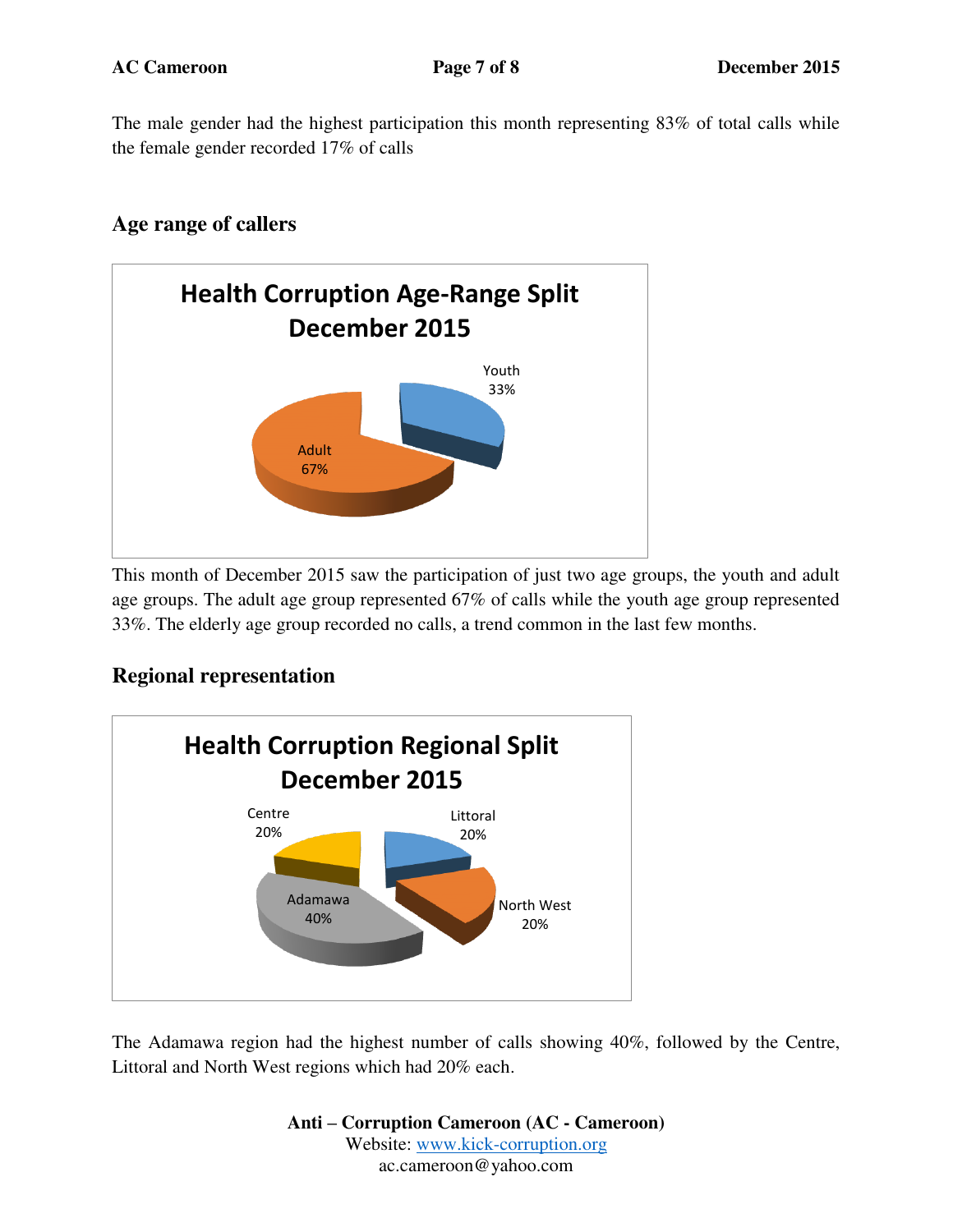The male gender had the highest participation this month representing 83% of total calls while the female gender recorded 17% of calls

## Age range of callers

**Health Corruption Age-Range Split December 2015**

Youth 33%

Adult 67%

This month of December 2015 saw the participation of just two age groups, the youth and adult age groups. The adult age group represented 67% of calls while the youth age group represented 33%. The elderly age group recorded no calls, a trend common in the last few months.

## Regional representation

**Health Corruption Regional Split December 2015**

Centre 20%

Littoral 20%

North West 20%

Adamawa 40%

The Adamawa region had the highest number of calls showing 40%, followed by the Centre, Littoral and North West regions which had 20% each.

**Anti – Corruption Cameroon (AC - Cameroon)**
Website: www.kick-corruption.org
ac.cameroon@yahoo.com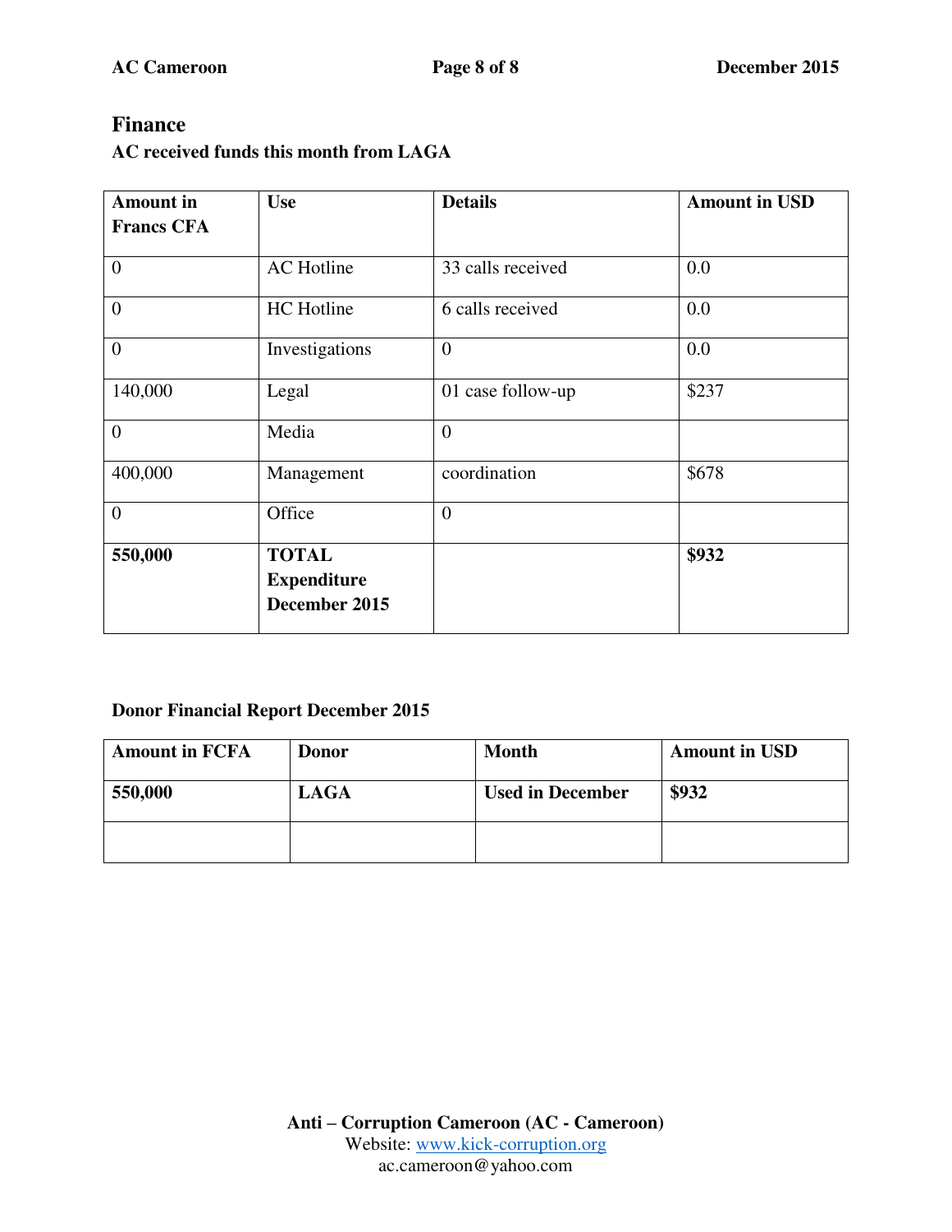## Finance

**AC received funds this month from LAGA**

| Amount in Francs CFA | Use | Details | Amount in USD |
|---|---|---|---|
| 0 | AC Hotline | 33 calls received | 0.0 |
| 0 | HC Hotline | 6 calls received | 0.0 |
| 0 | Investigations | 0 | 0.0 |
| 140,000 | Legal | 01 case follow-up | $237 |
| 0 | Media | 0 | |
| 400,000 | Management | coordination | $678 |
| 0 | Office | 0 | |
| **550,000** | **TOTAL Expenditure December 2015** | | **$932** |

**Donor Financial Report December 2015**

| Amount in FCFA | Donor | Month | Amount in USD |
|---|---|---|---|
| **550,000** | **LAGA** | **Used in December** | **$932** |
| | | | |

**Anti – Corruption Cameroon (AC - Cameroon)**
Website: www.kick-corruption.org
ac.cameroon@yahoo.com